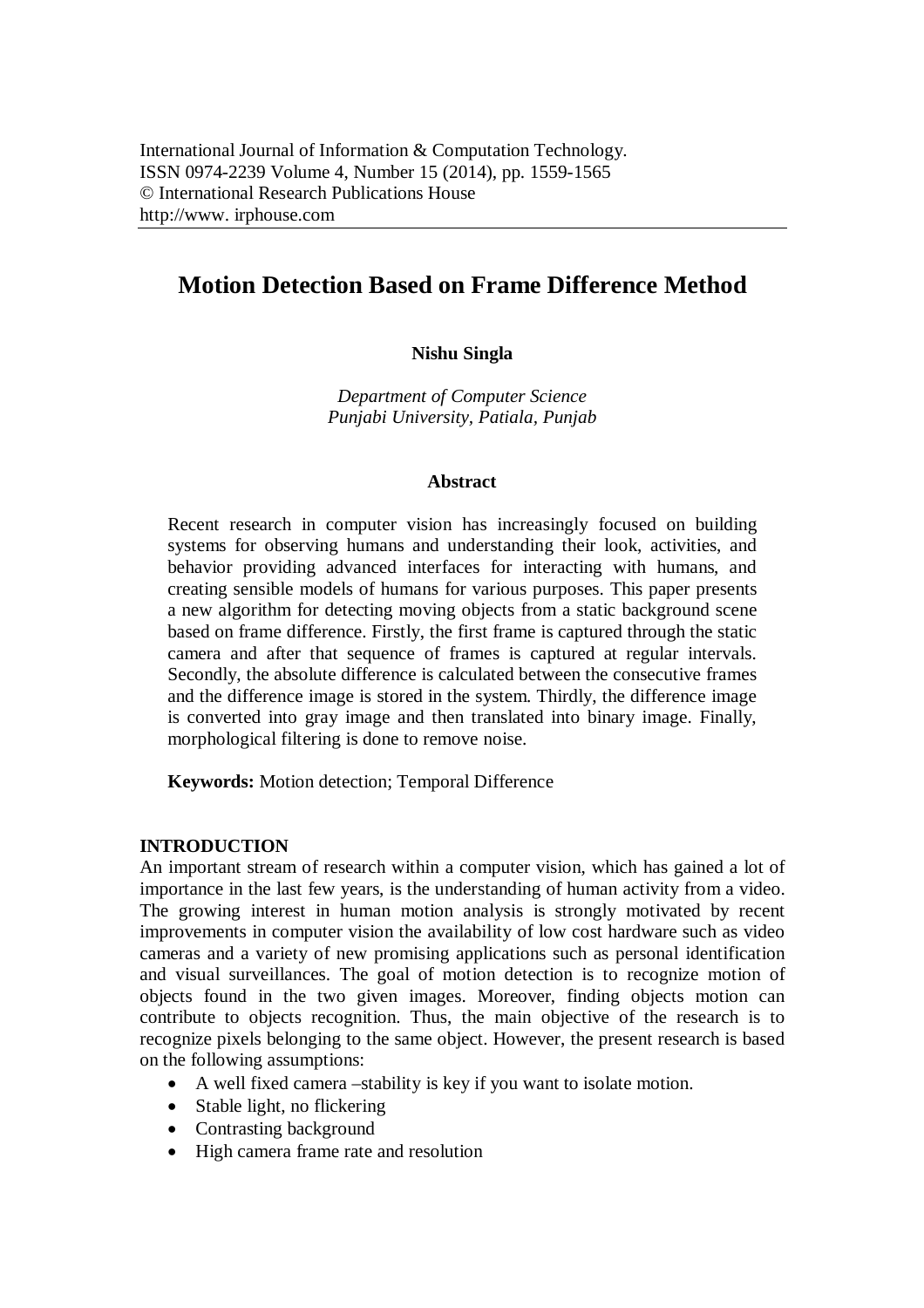International Journal of Information & Computation Technology.
ISSN 0974-2239 Volume 4, Number 15 (2014), pp. 1559-1565
© International Research Publications House
http://www. irphouse.com

# Motion Detection Based on Frame Difference Method

**Nishu Singla**

*Department of Computer Science*
*Punjabi University, Patiala, Punjab*

### Abstract

Recent research in computer vision has increasingly focused on building systems for observing humans and understanding their look, activities, and behavior providing advanced interfaces for interacting with humans, and creating sensible models of humans for various purposes. This paper presents a new algorithm for detecting moving objects from a static background scene based on frame difference. Firstly, the first frame is captured through the static camera and after that sequence of frames is captured at regular intervals. Secondly, the absolute difference is calculated between the consecutive frames and the difference image is stored in the system. Thirdly, the difference image is converted into gray image and then translated into binary image. Finally, morphological filtering is done to remove noise.

**Keywords:** Motion detection; Temporal Difference

## INTRODUCTION

An important stream of research within a computer vision, which has gained a lot of importance in the last few years, is the understanding of human activity from a video. The growing interest in human motion analysis is strongly motivated by recent improvements in computer vision the availability of low cost hardware such as video cameras and a variety of new promising applications such as personal identification and visual surveillances. The goal of motion detection is to recognize motion of objects found in the two given images. Moreover, finding objects motion can contribute to objects recognition. Thus, the main objective of the research is to recognize pixels belonging to the same object. However, the present research is based on the following assumptions:

- A well fixed camera –stability is key if you want to isolate motion.
- Stable light, no flickering
- Contrasting background
- High camera frame rate and resolution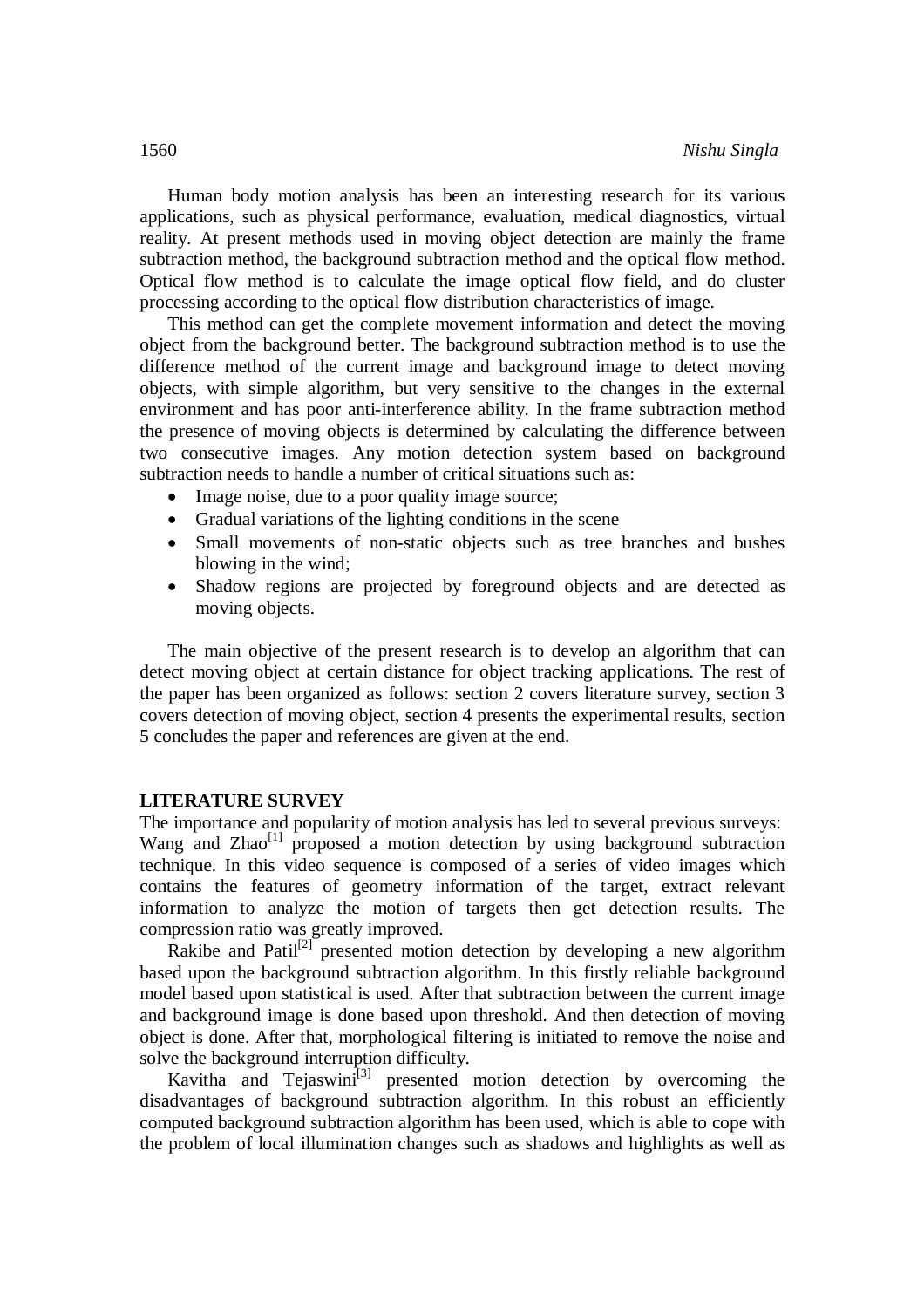Human body motion analysis has been an interesting research for its various applications, such as physical performance, evaluation, medical diagnostics, virtual reality. At present methods used in moving object detection are mainly the frame subtraction method, the background subtraction method and the optical flow method. Optical flow method is to calculate the image optical flow field, and do cluster processing according to the optical flow distribution characteristics of image.

This method can get the complete movement information and detect the moving object from the background better. The background subtraction method is to use the difference method of the current image and background image to detect moving objects, with simple algorithm, but very sensitive to the changes in the external environment and has poor anti-interference ability. In the frame subtraction method the presence of moving objects is determined by calculating the difference between two consecutive images. Any motion detection system based on background subtraction needs to handle a number of critical situations such as:

- Image noise, due to a poor quality image source;
- Gradual variations of the lighting conditions in the scene
- Small movements of non-static objects such as tree branches and bushes blowing in the wind;
- Shadow regions are projected by foreground objects and are detected as moving objects.

The main objective of the present research is to develop an algorithm that can detect moving object at certain distance for object tracking applications. The rest of the paper has been organized as follows: section 2 covers literature survey, section 3 covers detection of moving object, section 4 presents the experimental results, section 5 concludes the paper and references are given at the end.

## LITERATURE SURVEY

The importance and popularity of motion analysis has led to several previous surveys: Wang and Zhao[1] proposed a motion detection by using background subtraction technique. In this video sequence is composed of a series of video images which contains the features of geometry information of the target, extract relevant information to analyze the motion of targets then get detection results. The compression ratio was greatly improved.

Rakibe and Patil[2] presented motion detection by developing a new algorithm based upon the background subtraction algorithm. In this firstly reliable background model based upon statistical is used. After that subtraction between the current image and background image is done based upon threshold. And then detection of moving object is done. After that, morphological filtering is initiated to remove the noise and solve the background interruption difficulty.

Kavitha and Tejaswini[3] presented motion detection by overcoming the disadvantages of background subtraction algorithm. In this robust an efficiently computed background subtraction algorithm has been used, which is able to cope with the problem of local illumination changes such as shadows and highlights as well as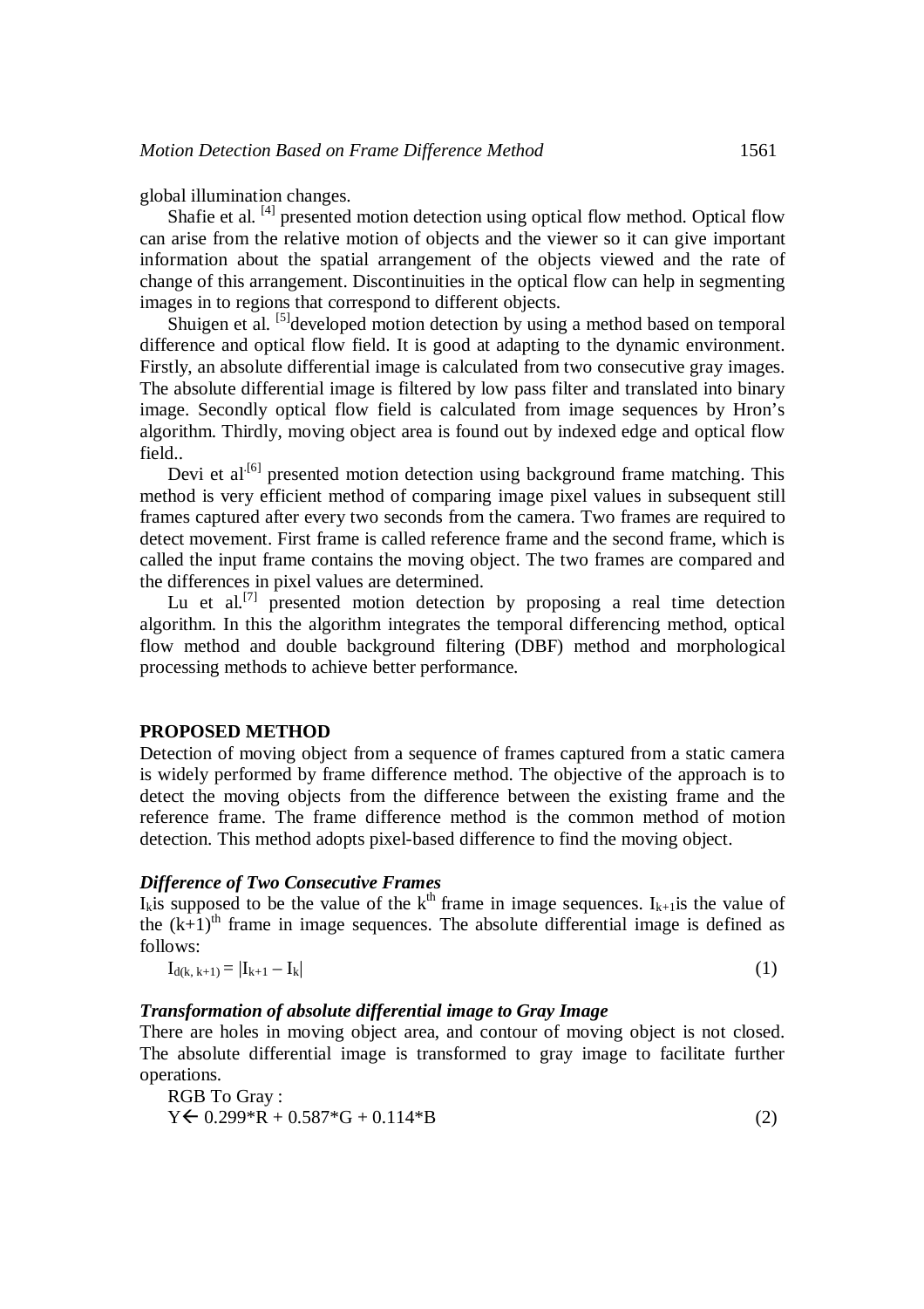global illumination changes.

Shafie et al. [4] presented motion detection using optical flow method. Optical flow can arise from the relative motion of objects and the viewer so it can give important information about the spatial arrangement of the objects viewed and the rate of change of this arrangement. Discontinuities in the optical flow can help in segmenting images in to regions that correspond to different objects.

Shuigen et al. [5]developed motion detection by using a method based on temporal difference and optical flow field. It is good at adapting to the dynamic environment. Firstly, an absolute differential image is calculated from two consecutive gray images. The absolute differential image is filtered by low pass filter and translated into binary image. Secondly optical flow field is calculated from image sequences by Hron's algorithm. Thirdly, moving object area is found out by indexed edge and optical flow field..

Devi et al.[6] presented motion detection using background frame matching. This method is very efficient method of comparing image pixel values in subsequent still frames captured after every two seconds from the camera. Two frames are required to detect movement. First frame is called reference frame and the second frame, which is called the input frame contains the moving object. The two frames are compared and the differences in pixel values are determined.

Lu et al.[7] presented motion detection by proposing a real time detection algorithm. In this the algorithm integrates the temporal differencing method, optical flow method and double background filtering (DBF) method and morphological processing methods to achieve better performance.

## PROPOSED METHOD

Detection of moving object from a sequence of frames captured from a static camera is widely performed by frame difference method. The objective of the approach is to detect the moving objects from the difference between the existing frame and the reference frame. The frame difference method is the common method of motion detection. This method adopts pixel-based difference to find the moving object.

### *Difference of Two Consecutive Frames*

$I_k$is supposed to be the value of the $k^{th}$ frame in image sequences. $I_{k+1}$is the value of the $(k+1)^{th}$ frame in image sequences. The absolute differential image is defined as follows:

$$I_{d(k,\,k+1)} = |I_{k+1} - I_k| \qquad (1)$$

### *Transformation of absolute differential image to Gray Image*

There are holes in moving object area, and contour of moving object is not closed. The absolute differential image is transformed to gray image to facilitate further operations.

RGB To Gray :

$$Y \leftarrow 0.299*R + 0.587*G + 0.114*B \qquad (2)$$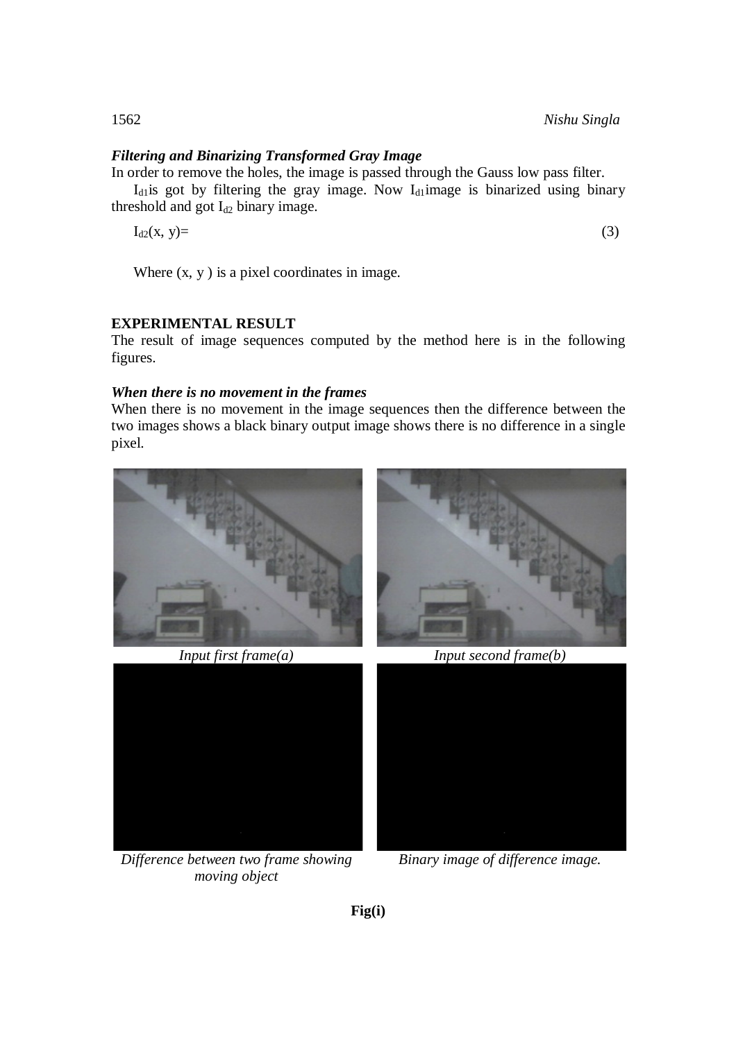### *Filtering and Binarizing Transformed Gray Image*

In order to remove the holes, the image is passed through the Gauss low pass filter.

$I_{d1}$is got by filtering the gray image. Now $I_{d1}$image is binarized using binary threshold and got $I_{d2}$ binary image.

$I_{d2}(x, y)=$ (3)

Where (x, y ) is a pixel coordinates in image.

## EXPERIMENTAL RESULT

The result of image sequences computed by the method here is in the following figures.

### *When there is no movement in the frames*

When there is no movement in the image sequences then the difference between the two images shows a black binary output image shows there is no difference in a single pixel.

*Input first frame(a)*

*Input second frame(b)*

*Difference between two frame showing moving object*

*Binary image of difference image.*

**Fig(i)**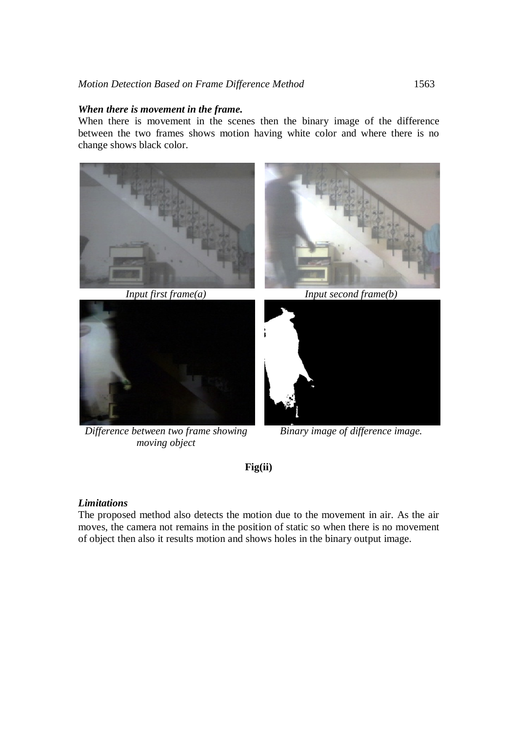***When there is movement in the frame.***

When there is movement in the scenes then the binary image of the difference between the two frames shows motion having white color and where there is no change shows black color.

*Input first frame(a)*

*Input second frame(b)*

*Difference between two frame showing moving object*

*Binary image of difference image.*

**Fig(ii)**

***Limitations***

The proposed method also detects the motion due to the movement in air. As the air moves, the camera not remains in the position of static so when there is no movement of object then also it results motion and shows holes in the binary output image.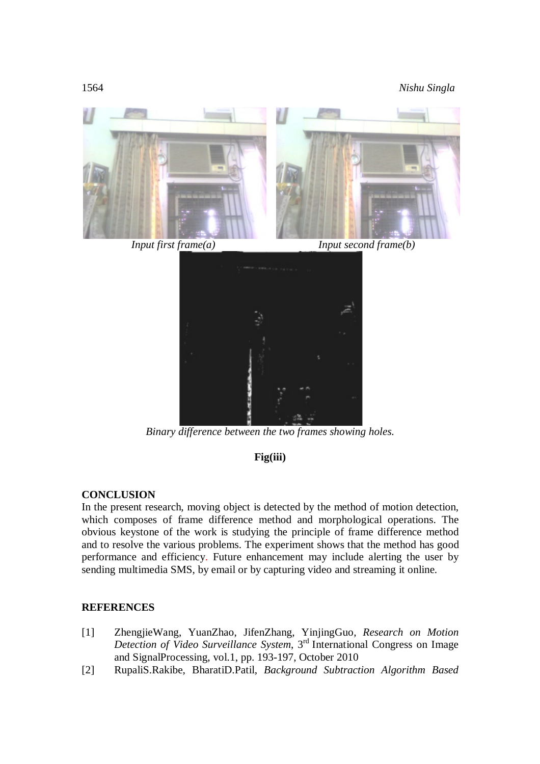*Input first frame(a)* *Input second frame(b)*

*Binary difference between the two frames showing holes.*

**Fig(iii)**

**CONCLUSION**

In the present research, moving object is detected by the method of motion detection, which composes of frame difference method and morphological operations. The obvious keystone of the work is studying the principle of frame difference method and to resolve the various problems. The experiment shows that the method has good performance and efficiency. Future enhancement may include alerting the user by sending multimedia SMS, by email or by capturing video and streaming it online.

**REFERENCES**

[1] ZhengjieWang, YuanZhao, JifenZhang, YinjingGuo, *Research on Motion Detection of Video Surveillance System*, 3rd International Congress on Image and SignalProcessing, vol.1, pp. 193-197, October 2010

[2] RupaliS.Rakibe, BharatiD.Patil, *Background Subtraction Algorithm Based*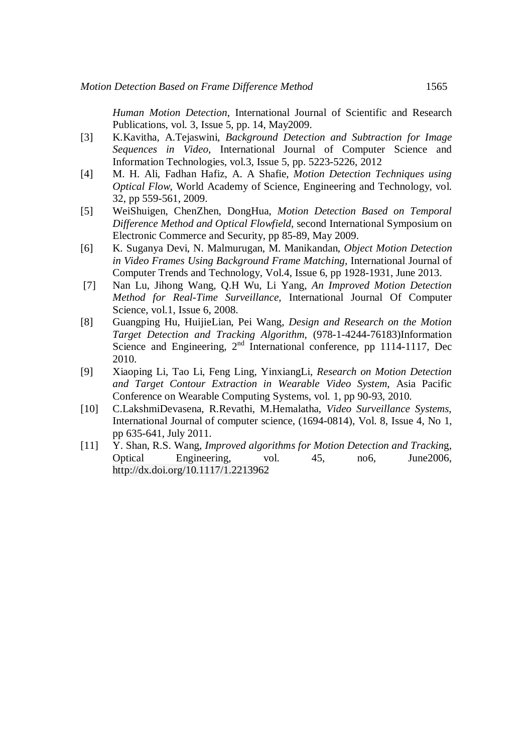*Human Motion Detection*, International Journal of Scientific and Research Publications, vol. 3, Issue 5, pp. 14, May2009.

[3] K.Kavitha, A.Tejaswini, *Background Detection and Subtraction for Image Sequences in Video*, International Journal of Computer Science and Information Technologies, vol.3, Issue 5, pp. 5223-5226, 2012

[4] M. H. Ali, Fadhan Hafiz, A. A Shafie, *Motion Detection Techniques using Optical Flow*, World Academy of Science, Engineering and Technology, vol. 32, pp 559-561, 2009.

[5] WeiShuigen, ChenZhen, DongHua, *Motion Detection Based on Temporal Difference Method and Optical Flowfield*, second International Symposium on Electronic Commerce and Security, pp 85-89, May 2009.

[6] K. Suganya Devi, N. Malmurugan, M. Manikandan, *Object Motion Detection in Video Frames Using Background Frame Matching*, International Journal of Computer Trends and Technology, Vol.4, Issue 6, pp 1928-1931, June 2013.

[7] Nan Lu, Jihong Wang, Q.H Wu, Li Yang, *An Improved Motion Detection Method for Real-Time Surveillance*, International Journal Of Computer Science, vol.1, Issue 6, 2008.

[8] Guangping Hu, HuijieLian, Pei Wang, *Design and Research on the Motion Target Detection and Tracking Algorithm*, (978-1-4244-76183)Information Science and Engineering, 2nd International conference, pp 1114-1117, Dec 2010.

[9] Xiaoping Li, Tao Li, Feng Ling, YinxiangLi, *Research on Motion Detection and Target Contour Extraction in Wearable Video System*, Asia Pacific Conference on Wearable Computing Systems, vol. 1, pp 90-93, 2010.

[10] C.LakshmiDevasena, R.Revathi, M.Hemalatha, *Video Surveillance Systems*, International Journal of computer science, (1694-0814), Vol. 8, Issue 4, No 1, pp 635-641, July 2011.

[11] Y. Shan, R.S. Wang, *Improved algorithms for Motion Detection and Trackin*g, Optical Engineering, vol. 45, no6, June2006, http://dx.doi.org/10.1117/1.2213962